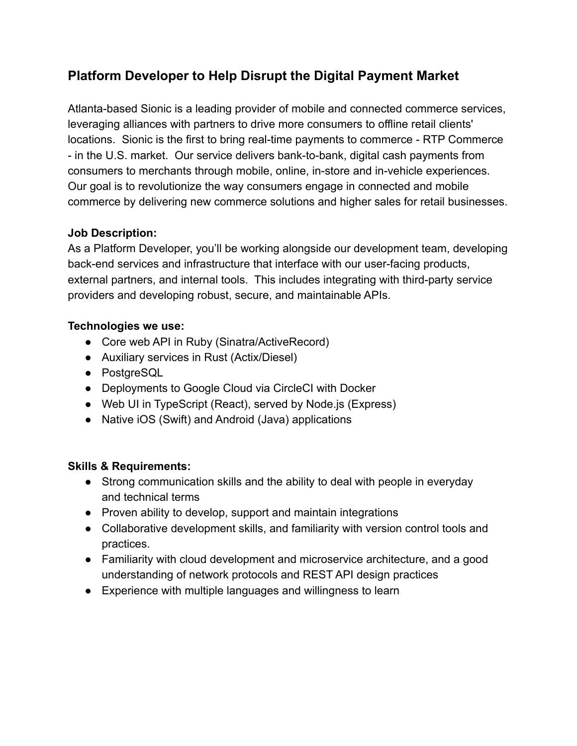# Platform Developer to Help Disrupt the Digital Payment Market

Atlanta-based Sionic is a leading provider of mobile and connected commerce services, leveraging alliances with partners to drive more consumers to offline retail clients' locations. Sionic is the first to bring real-time payments to commerce - RTP Commerce - in the U.S. market. Our service delivers bank-to-bank, digital cash payments from consumers to merchants through mobile, online, in-store and in-vehicle experiences. Our goal is to revolutionize the way consumers engage in connected and mobile commerce by delivering new commerce solutions and higher sales for retail businesses.

**Job Description:**
As a Platform Developer, you'll be working alongside our development team, developing back-end services and infrastructure that interface with our user-facing products, external partners, and internal tools. This includes integrating with third-party service providers and developing robust, secure, and maintainable APIs.

**Technologies we use:**

- Core web API in Ruby (Sinatra/ActiveRecord)
- Auxiliary services in Rust (Actix/Diesel)
- PostgreSQL
- Deployments to Google Cloud via CircleCI with Docker
- Web UI in TypeScript (React), served by Node.js (Express)
- Native iOS (Swift) and Android (Java) applications

**Skills & Requirements:**

- Strong communication skills and the ability to deal with people in everyday and technical terms
- Proven ability to develop, support and maintain integrations
- Collaborative development skills, and familiarity with version control tools and practices.
- Familiarity with cloud development and microservice architecture, and a good understanding of network protocols and REST API design practices
- Experience with multiple languages and willingness to learn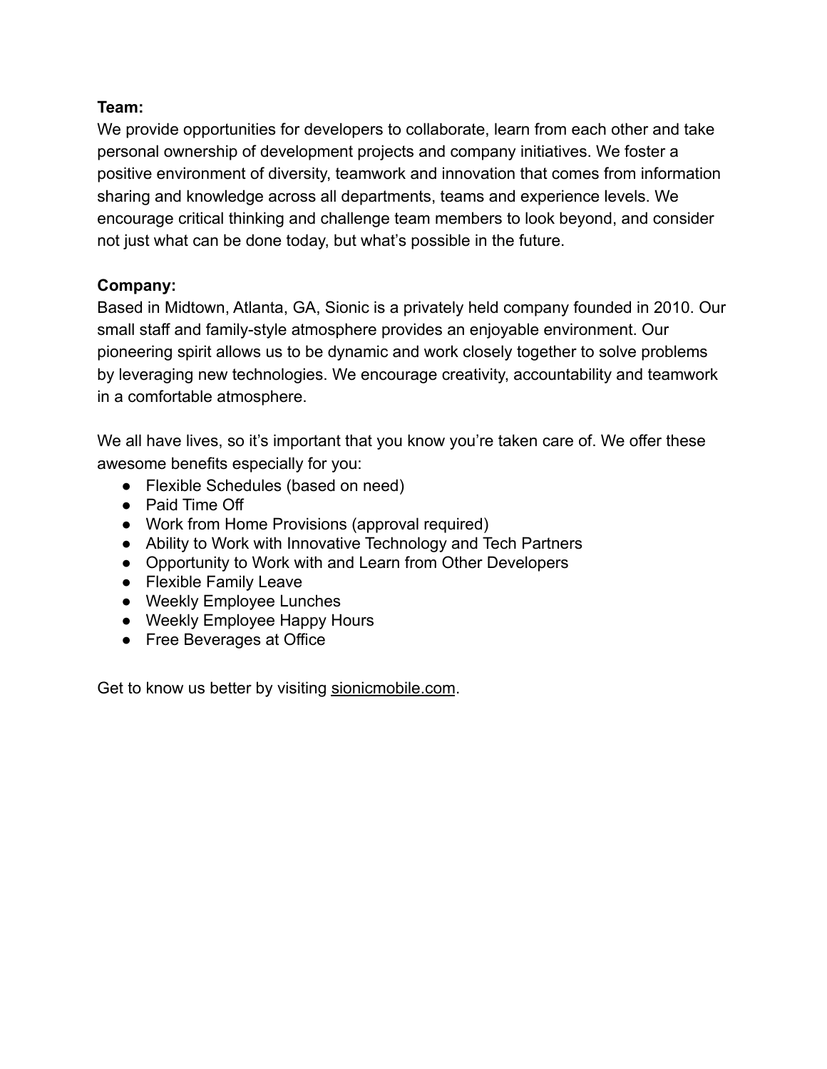**Team:**
We provide opportunities for developers to collaborate, learn from each other and take personal ownership of development projects and company initiatives. We foster a positive environment of diversity, teamwork and innovation that comes from information sharing and knowledge across all departments, teams and experience levels. We encourage critical thinking and challenge team members to look beyond, and consider not just what can be done today, but what's possible in the future.

**Company:**
Based in Midtown, Atlanta, GA, Sionic is a privately held company founded in 2010. Our small staff and family-style atmosphere provides an enjoyable environment. Our pioneering spirit allows us to be dynamic and work closely together to solve problems by leveraging new technologies. We encourage creativity, accountability and teamwork in a comfortable atmosphere.

We all have lives, so it's important that you know you're taken care of. We offer these awesome benefits especially for you:

- Flexible Schedules (based on need)
- Paid Time Off
- Work from Home Provisions (approval required)
- Ability to Work with Innovative Technology and Tech Partners
- Opportunity to Work with and Learn from Other Developers
- Flexible Family Leave
- Weekly Employee Lunches
- Weekly Employee Happy Hours
- Free Beverages at Office

Get to know us better by visiting sionicmobile.com.